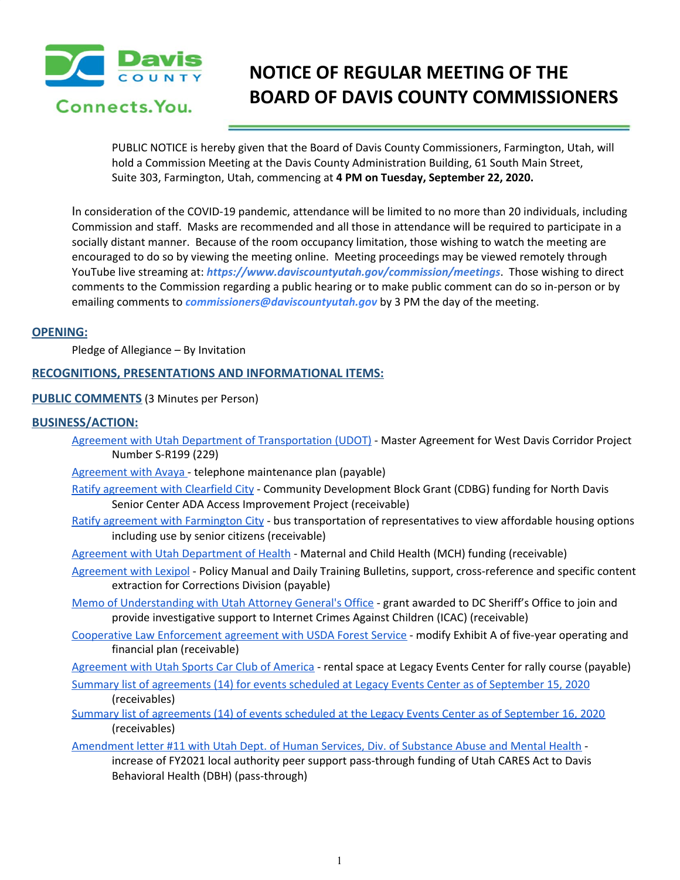# NOTICE OF REGULAR MEETING OF THE BOARD OF DAVIS COUNTY COMMISSIONERS

PUBLIC NOTICE is hereby given that the Board of Davis County Commissioners, Farmington, Utah, will hold a Commission Meeting at the Davis County Administration Building, 61 South Main Street, Suite 303, Farmington, Utah, commencing at **4 PM on Tuesday, September 22, 2020.**

In consideration of the COVID-19 pandemic, attendance will be limited to no more than 20 individuals, including Commission and staff. Masks are recommended and all those in attendance will be required to participate in a socially distant manner. Because of the room occupancy limitation, those wishing to watch the meeting are encouraged to do so by viewing the meeting online. Meeting proceedings may be viewed remotely through YouTube live streaming at: ***https://www.daviscountyutah.gov/commission/meetings***. Those wishing to direct comments to the Commission regarding a public hearing or to make public comment can do so in-person or by emailing comments to ***commissioners@daviscountyutah.gov*** by 3 PM the day of the meeting.

## OPENING:

Pledge of Allegiance – By Invitation

## RECOGNITIONS, PRESENTATIONS AND INFORMATIONAL ITEMS:

## PUBLIC COMMENTS (3 Minutes per Person)

## BUSINESS/ACTION:

- Agreement with Utah Department of Transportation (UDOT) - Master Agreement for West Davis Corridor Project Number S-R199 (229)
- Agreement with Avaya - telephone maintenance plan (payable)
- Ratify agreement with Clearfield City - Community Development Block Grant (CDBG) funding for North Davis Senior Center ADA Access Improvement Project (receivable)
- Ratify agreement with Farmington City - bus transportation of representatives to view affordable housing options including use by senior citizens (receivable)
- Agreement with Utah Department of Health - Maternal and Child Health (MCH) funding (receivable)
- Agreement with Lexipol - Policy Manual and Daily Training Bulletins, support, cross-reference and specific content extraction for Corrections Division (payable)
- Memo of Understanding with Utah Attorney General's Office - grant awarded to DC Sheriff's Office to join and provide investigative support to Internet Crimes Against Children (ICAC) (receivable)
- Cooperative Law Enforcement agreement with USDA Forest Service - modify Exhibit A of five-year operating and financial plan (receivable)
- Agreement with Utah Sports Car Club of America - rental space at Legacy Events Center for rally course (payable)
- Summary list of agreements (14) for events scheduled at Legacy Events Center as of September 15, 2020 (receivables)
- Summary list of agreements (14) of events scheduled at the Legacy Events Center as of September 16, 2020 (receivables)
- Amendment letter #11 with Utah Dept. of Human Services, Div. of Substance Abuse and Mental Health - increase of FY2021 local authority peer support pass-through funding of Utah CARES Act to Davis Behavioral Health (DBH) (pass-through)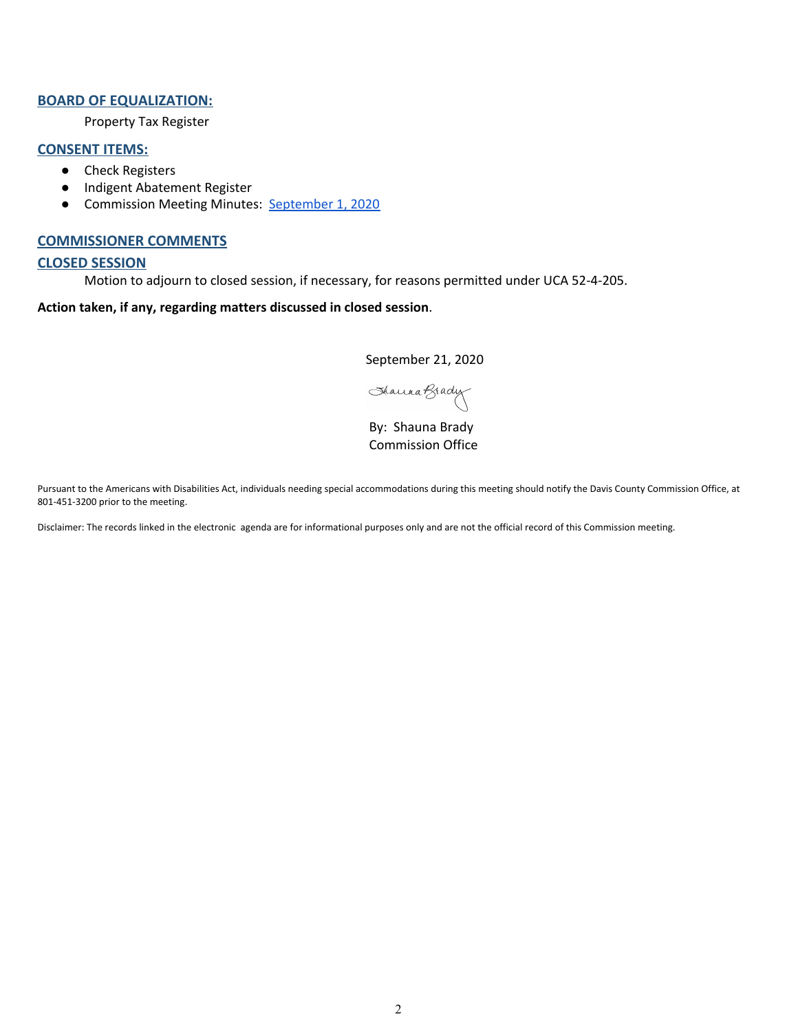## BOARD OF EQUALIZATION:

Property Tax Register

## CONSENT ITEMS:

- Check Registers
- Indigent Abatement Register
- Commission Meeting Minutes: September 1, 2020

## COMMISSIONER COMMENTS

## CLOSED SESSION

Motion to adjourn to closed session, if necessary, for reasons permitted under UCA 52-4-205.

**Action taken, if any, regarding matters discussed in closed session**.

September 21, 2020

Shauna Brady

By: Shauna Brady
Commission Office

Pursuant to the Americans with Disabilities Act, individuals needing special accommodations during this meeting should notify the Davis County Commission Office, at 801-451-3200 prior to the meeting.

Disclaimer: The records linked in the electronic agenda are for informational purposes only and are not the official record of this Commission meeting.